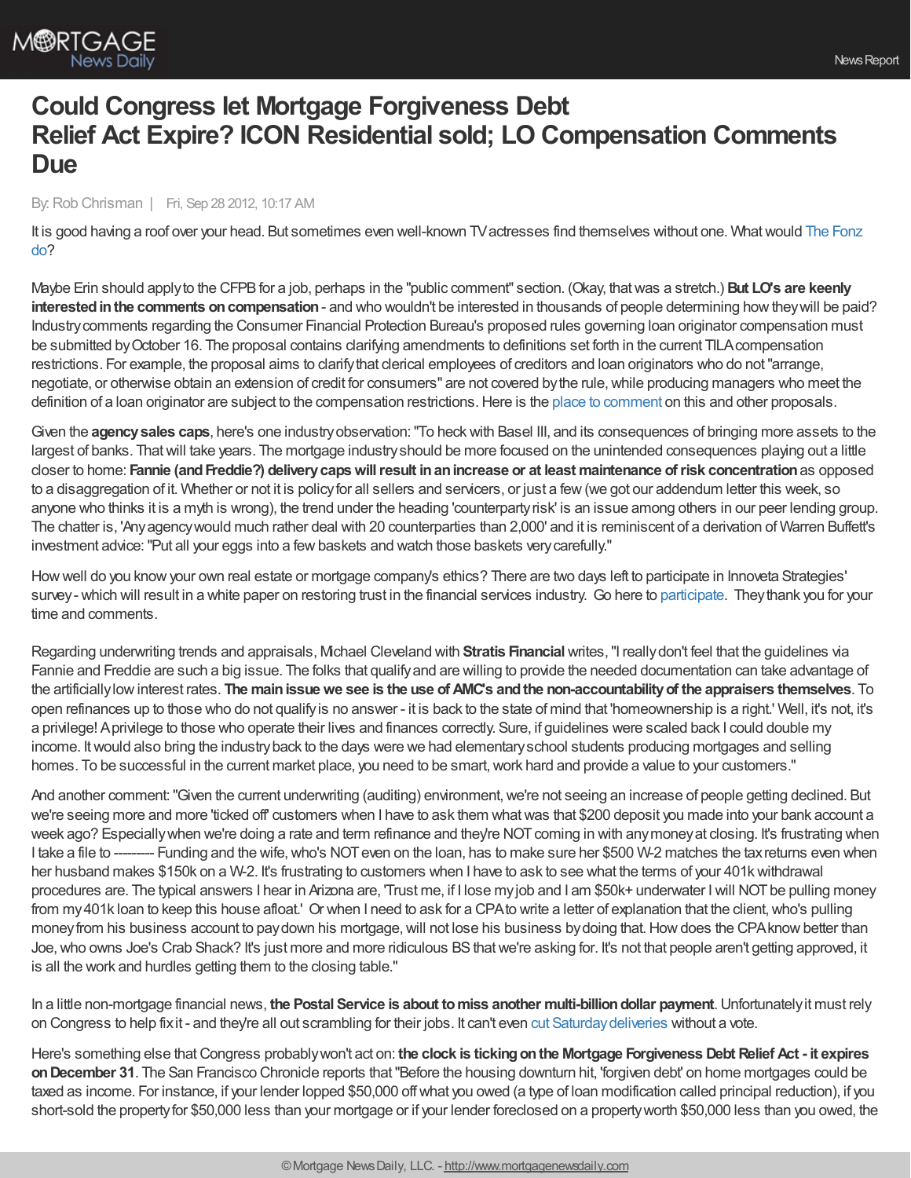# Could Congress let Mortgage Forgiveness Debt Relief Act Expire? ICON Residential sold; LO Compensation Comments Due

By: Rob Chrisman | Fri, Sep 28 2012, 10:17 AM

It is good having a roof over your head. But sometimes even well-known TV actresses find themselves without one. What would The Fonz do?

Maybe Erin should apply to the CFPB for a job, perhaps in the "public comment" section. (Okay, that was a stretch.) **But LO's are keenly interested in the comments on compensation** - and who wouldn't be interested in thousands of people determining how they will be paid? Industry comments regarding the Consumer Financial Protection Bureau's proposed rules governing loan originator compensation must be submitted by October 16. The proposal contains clarifying amendments to definitions set forth in the current TILA compensation restrictions. For example, the proposal aims to clarify that clerical employees of creditors and loan originators who do not "arrange, negotiate, or otherwise obtain an extension of credit for consumers" are not covered by the rule, while producing managers who meet the definition of a loan originator are subject to the compensation restrictions. Here is the place to comment on this and other proposals.

Given the **agency sales caps**, here's one industry observation: "To heck with Basel III, and its consequences of bringing more assets to the largest of banks. That will take years. The mortgage industry should be more focused on the unintended consequences playing out a little closer to home: **Fannie (and Freddie?) delivery caps will result in an increase or at least maintenance of risk concentration** as opposed to a disaggregation of it. Whether or not it is policy for all sellers and servicers, or just a few (we got our addendum letter this week, so anyone who thinks it is a myth is wrong), the trend under the heading 'counterparty risk' is an issue among others in our peer lending group. The chatter is, 'Any agency would much rather deal with 20 counterparties than 2,000' and it is reminiscent of a derivation of Warren Buffett's investment advice: "Put all your eggs into a few baskets and watch those baskets very carefully."

How well do you know your own real estate or mortgage company's ethics? There are two days left to participate in Innoveta Strategies' survey - which will result in a white paper on restoring trust in the financial services industry. Go here to participate. They thank you for your time and comments.

Regarding underwriting trends and appraisals, Michael Cleveland with **Stratis Financial** writes, "I really don't feel that the guidelines via Fannie and Freddie are such a big issue. The folks that qualify and are willing to provide the needed documentation can take advantage of the artificially low interest rates. **The main issue we see is the use of AMC's and the non-accountability of the appraisers themselves**. To open refinances up to those who do not qualify is no answer - it is back to the state of mind that 'homeownership is a right.' Well, it's not, it's a privilege! A privilege to those who operate their lives and finances correctly. Sure, if guidelines were scaled back I could double my income. It would also bring the industry back to the days were we had elementary school students producing mortgages and selling homes. To be successful in the current market place, you need to be smart, work hard and provide a value to your customers."

And another comment: "Given the current underwriting (auditing) environment, we're not seeing an increase of people getting declined. But we're seeing more and more 'ticked off' customers when I have to ask them what was that $200 deposit you made into your bank account a week ago? Especially when we're doing a rate and term refinance and they're NOT coming in with any money at closing. It's frustrating when I take a file to --------- Funding and the wife, who's NOT even on the loan, has to make sure her $500 W-2 matches the tax returns even when her husband makes $150k on a W-2. It's frustrating to customers when I have to ask to see what the terms of your 401k withdrawal procedures are. The typical answers I hear in Arizona are, 'Trust me, if I lose my job and I am $50k+ underwater I will NOT be pulling money from my 401k loan to keep this house afloat.' Or when I need to ask for a CPA to write a letter of explanation that the client, who's pulling money from his business account to pay down his mortgage, will not lose his business by doing that. How does the CPA know better than Joe, who owns Joe's Crab Shack? It's just more and more ridiculous BS that we're asking for. It's not that people aren't getting approved, it is all the work and hurdles getting them to the closing table."

In a little non-mortgage financial news, **the Postal Service is about to miss another multi-billion dollar payment**. Unfortunately it must rely on Congress to help fix it - and they're all out scrambling for their jobs. It can't even cut Saturday deliveries without a vote.

Here's something else that Congress probably won't act on: **the clock is ticking on the Mortgage Forgiveness Debt Relief Act - it expires on December 31**. The San Francisco Chronicle reports that "Before the housing downturn hit, 'forgiven debt' on home mortgages could be taxed as income. For instance, if your lender lopped $50,000 off what you owed (a type of loan modification called principal reduction), if you short-sold the property for $50,000 less than your mortgage or if your lender foreclosed on a property worth $50,000 less than you owed, the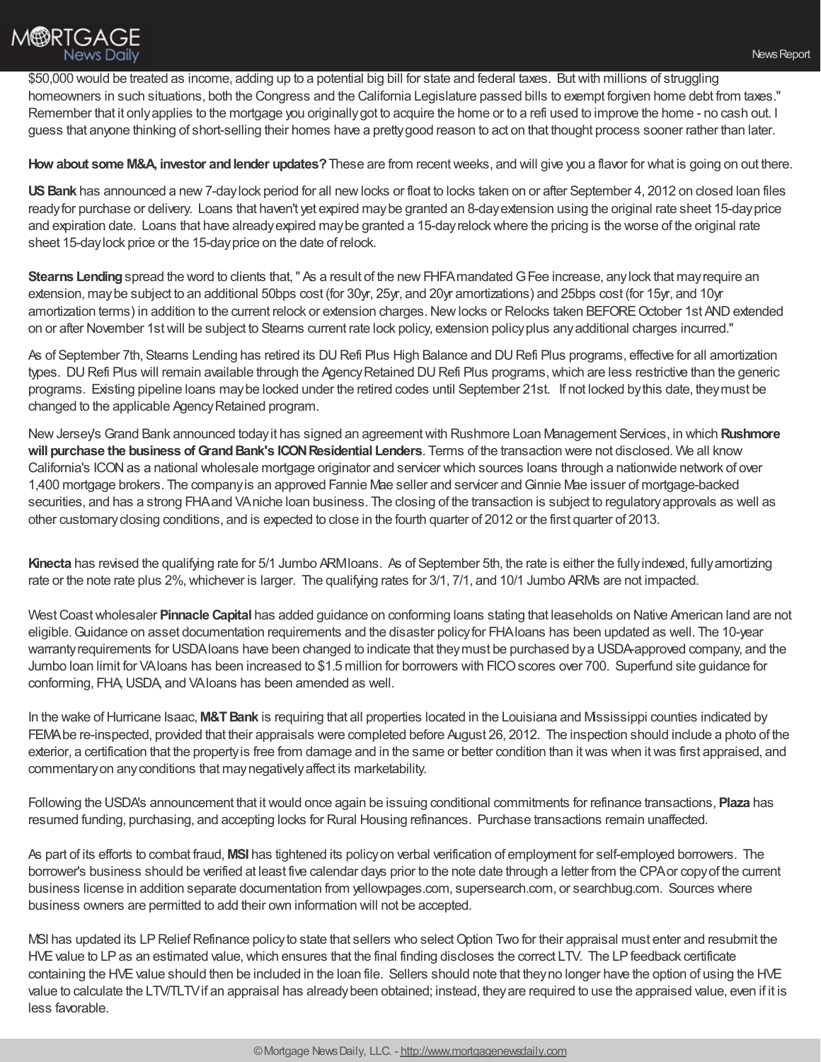$50,000 would be treated as income, adding up to a potential big bill for state and federal taxes. But with millions of struggling homeowners in such situations, both the Congress and the California Legislature passed bills to exempt forgiven home debt from taxes." Remember that it only applies to the mortgage you originally got to acquire the home or to a refi used to improve the home - no cash out. I guess that anyone thinking of short-selling their homes have a pretty good reason to act on that thought process sooner rather than later.

**How about some M&A, investor and lender updates?** These are from recent weeks, and will give you a flavor for what is going on out there.

**US Bank** has announced a new 7-day lock period for all new locks or float to locks taken on or after September 4, 2012 on closed loan files ready for purchase or delivery. Loans that haven't yet expired may be granted an 8-day extension using the original rate sheet 15-day price and expiration date. Loans that have already expired may be granted a 15-day relock where the pricing is the worse of the original rate sheet 15-day lock price or the 15-day price on the date of relock.

**Stearns Lending** spread the word to clients that, " As a result of the new FHFA mandated G Fee increase, any lock that may require an extension, may be subject to an additional 50bps cost (for 30yr, 25yr, and 20yr amortizations) and 25bps cost (for 15yr, and 10yr amortization terms) in addition to the current relock or extension charges. New locks or Relocks taken BEFORE October 1st AND extended on or after November 1st will be subject to Stearns current rate lock policy, extension policy plus any additional charges incurred."

As of September 7th, Stearns Lending has retired its DU Refi Plus High Balance and DU Refi Plus programs, effective for all amortization types. DU Refi Plus will remain available through the Agency Retained DU Refi Plus programs, which are less restrictive than the generic programs. Existing pipeline loans may be locked under the retired codes until September 21st. If not locked by this date, they must be changed to the applicable Agency Retained program.

New Jersey's Grand Bank announced today it has signed an agreement with Rushmore Loan Management Services, in which **Rushmore will purchase the business of Grand Bank's ICON Residential Lenders**. Terms of the transaction were not disclosed. We all know California's ICON as a national wholesale mortgage originator and servicer which sources loans through a nationwide network of over 1,400 mortgage brokers. The company is an approved Fannie Mae seller and servicer and Ginnie Mae issuer of mortgage-backed securities, and has a strong FHA and VA niche loan business. The closing of the transaction is subject to regulatory approvals as well as other customary closing conditions, and is expected to close in the fourth quarter of 2012 or the first quarter of 2013.

**Kinecta** has revised the qualifying rate for 5/1 Jumbo ARM loans. As of September 5th, the rate is either the fully indexed, fully amortizing rate or the note rate plus 2%, whichever is larger. The qualifying rates for 3/1, 7/1, and 10/1 Jumbo ARMs are not impacted.

West Coast wholesaler **Pinnacle Capital** has added guidance on conforming loans stating that leaseholds on Native American land are not eligible. Guidance on asset documentation requirements and the disaster policy for FHA loans has been updated as well. The 10-year warranty requirements for USDA loans have been changed to indicate that they must be purchased by a USDA-approved company, and the Jumbo loan limit for VA loans has been increased to $1.5 million for borrowers with FICO scores over 700. Superfund site guidance for conforming, FHA, USDA, and VA loans has been amended as well.

In the wake of Hurricane Isaac, **M&T Bank** is requiring that all properties located in the Louisiana and Mississippi counties indicated by FEMA be re-inspected, provided that their appraisals were completed before August 26, 2012. The inspection should include a photo of the exterior, a certification that the property is free from damage and in the same or better condition than it was when it was first appraised, and commentary on any conditions that may negatively affect its marketability.

Following the USDA's announcement that it would once again be issuing conditional commitments for refinance transactions, **Plaza** has resumed funding, purchasing, and accepting locks for Rural Housing refinances. Purchase transactions remain unaffected.

As part of its efforts to combat fraud, **MSI** has tightened its policy on verbal verification of employment for self-employed borrowers. The borrower's business should be verified at least five calendar days prior to the note date through a letter from the CPA or copy of the current business license in addition separate documentation from yellowpages.com, supersearch.com, or searchbug.com. Sources where business owners are permitted to add their own information will not be accepted.

MSI has updated its LP Relief Refinance policy to state that sellers who select Option Two for their appraisal must enter and resubmit the HVE value to LP as an estimated value, which ensures that the final finding discloses the correct LTV. The LP feedback certificate containing the HVE value should then be included in the loan file. Sellers should note that they no longer have the option of using the HVE value to calculate the LTV/TLTV if an appraisal has already been obtained; instead, they are required to use the appraised value, even if it is less favorable.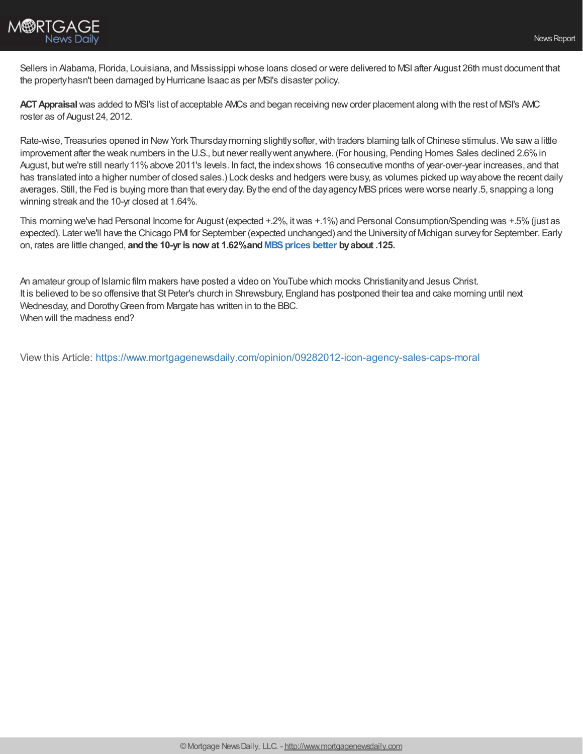Sellers in Alabama, Florida, Louisiana, and Mississippi whose loans closed or were delivered to MSI after August 26th must document that the property hasn't been damaged by Hurricane Isaac as per MSI's disaster policy.

**ACT Appraisal** was added to MSI's list of acceptable AMCs and began receiving new order placement along with the rest of MSI's AMC roster as of August 24, 2012.

Rate-wise, Treasuries opened in New York Thursday morning slightly softer, with traders blaming talk of Chinese stimulus. We saw a little improvement after the weak numbers in the U.S., but never really went anywhere. (For housing, Pending Homes Sales declined 2.6% in August, but we're still nearly 11% above 2011's levels. In fact, the index shows 16 consecutive months of year-over-year increases, and that has translated into a higher number of closed sales.) Lock desks and hedgers were busy, as volumes picked up way above the recent daily averages. Still, the Fed is buying more than that every day. By the end of the day agency MBS prices were worse nearly .5, snapping a long winning streak and the 10-yr closed at 1.64%.

This morning we've had Personal Income for August (expected +.2%, it was +.1%) and Personal Consumption/Spending was +.5% (just as expected). Later we'll have the Chicago PMI for September (expected unchanged) and the University of Michigan survey for September. Early on, rates are little changed, **and the 10-yr is now at 1.62% and MBS prices better by about .125.**

An amateur group of Islamic film makers have posted a video on YouTube which mocks Christianity and Jesus Christ.
It is believed to be so offensive that St Peter's church in Shrewsbury, England has postponed their tea and cake morning until next Wednesday, and Dorothy Green from Margate has written in to the BBC.
When will the madness end?

View this Article: https://www.mortgagenewsdaily.com/opinion/09282012-icon-agency-sales-caps-moral